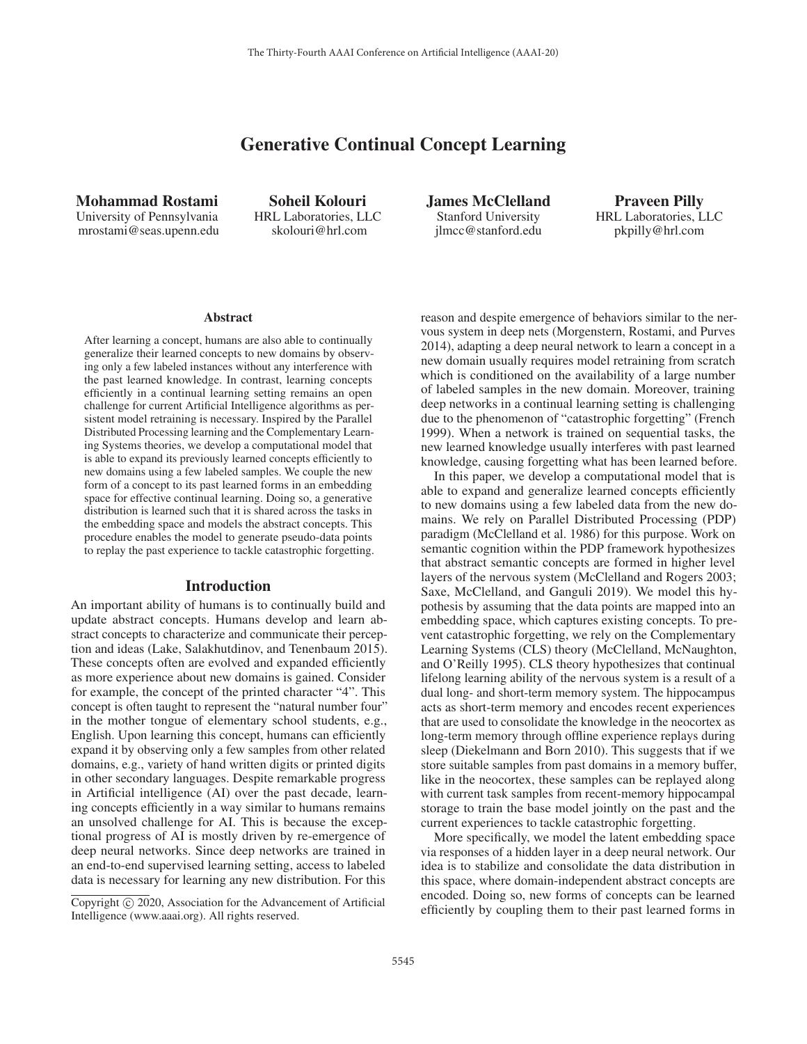# Generative Continual Concept Learning

**Mohammad Rostami**
University of Pennsylvania
mrostami@seas.upenn.edu

**Soheil Kolouri**
HRL Laboratories, LLC
skolouri@hrl.com

**James McClelland**
Stanford University
jlmcc@stanford.edu

**Praveen Pilly**
HRL Laboratories, LLC
pkpilly@hrl.com

## Abstract

After learning a concept, humans are also able to continually generalize their learned concepts to new domains by observing only a few labeled instances without any interference with the past learned knowledge. In contrast, learning concepts efficiently in a continual learning setting remains an open challenge for current Artificial Intelligence algorithms as persistent model retraining is necessary. Inspired by the Parallel Distributed Processing learning and the Complementary Learning Systems theories, we develop a computational model that is able to expand its previously learned concepts efficiently to new domains using a few labeled samples. We couple the new form of a concept to its past learned forms in an embedding space for effective continual learning. Doing so, a generative distribution is learned such that it is shared across the tasks in the embedding space and models the abstract concepts. This procedure enables the model to generate pseudo-data points to replay the past experience to tackle catastrophic forgetting.

## Introduction

An important ability of humans is to continually build and update abstract concepts. Humans develop and learn abstract concepts to characterize and communicate their perception and ideas (Lake, Salakhutdinov, and Tenenbaum 2015). These concepts often are evolved and expanded efficiently as more experience about new domains is gained. Consider for example, the concept of the printed character "4". This concept is often taught to represent the "natural number four" in the mother tongue of elementary school students, e.g., English. Upon learning this concept, humans can efficiently expand it by observing only a few samples from other related domains, e.g., variety of hand written digits or printed digits in other secondary languages. Despite remarkable progress in Artificial intelligence (AI) over the past decade, learning concepts efficiently in a way similar to humans remains an unsolved challenge for AI. This is because the exceptional progress of AI is mostly driven by re-emergence of deep neural networks. Since deep networks are trained in an end-to-end supervised learning setting, access to labeled data is necessary for learning any new distribution. For this reason and despite emergence of behaviors similar to the nervous system in deep nets (Morgenstern, Rostami, and Purves 2014), adapting a deep neural network to learn a concept in a new domain usually requires model retraining from scratch which is conditioned on the availability of a large number of labeled samples in the new domain. Moreover, training deep networks in a continual learning setting is challenging due to the phenomenon of "catastrophic forgetting" (French 1999). When a network is trained on sequential tasks, the new learned knowledge usually interferes with past learned knowledge, causing forgetting what has been learned before.

In this paper, we develop a computational model that is able to expand and generalize learned concepts efficiently to new domains using a few labeled data from the new domains. We rely on Parallel Distributed Processing (PDP) paradigm (McClelland et al. 1986) for this purpose. Work on semantic cognition within the PDP framework hypothesizes that abstract semantic concepts are formed in higher level layers of the nervous system (McClelland and Rogers 2003; Saxe, McClelland, and Ganguli 2019). We model this hypothesis by assuming that the data points are mapped into an embedding space, which captures existing concepts. To prevent catastrophic forgetting, we rely on the Complementary Learning Systems (CLS) theory (McClelland, McNaughton, and O'Reilly 1995). CLS theory hypothesizes that continual lifelong learning ability of the nervous system is a result of a dual long- and short-term memory system. The hippocampus acts as short-term memory and encodes recent experiences that are used to consolidate the knowledge in the neocortex as long-term memory through offline experience replays during sleep (Diekelmann and Born 2010). This suggests that if we store suitable samples from past domains in a memory buffer, like in the neocortex, these samples can be replayed along with current task samples from recent-memory hippocampal storage to train the base model jointly on the past and the current experiences to tackle catastrophic forgetting.

More specifically, we model the latent embedding space via responses of a hidden layer in a deep neural network. Our idea is to stabilize and consolidate the data distribution in this space, where domain-independent abstract concepts are encoded. Doing so, new forms of concepts can be learned efficiently by coupling them to their past learned forms in

Copyright © 2020, Association for the Advancement of Artificial Intelligence (www.aaai.org). All rights reserved.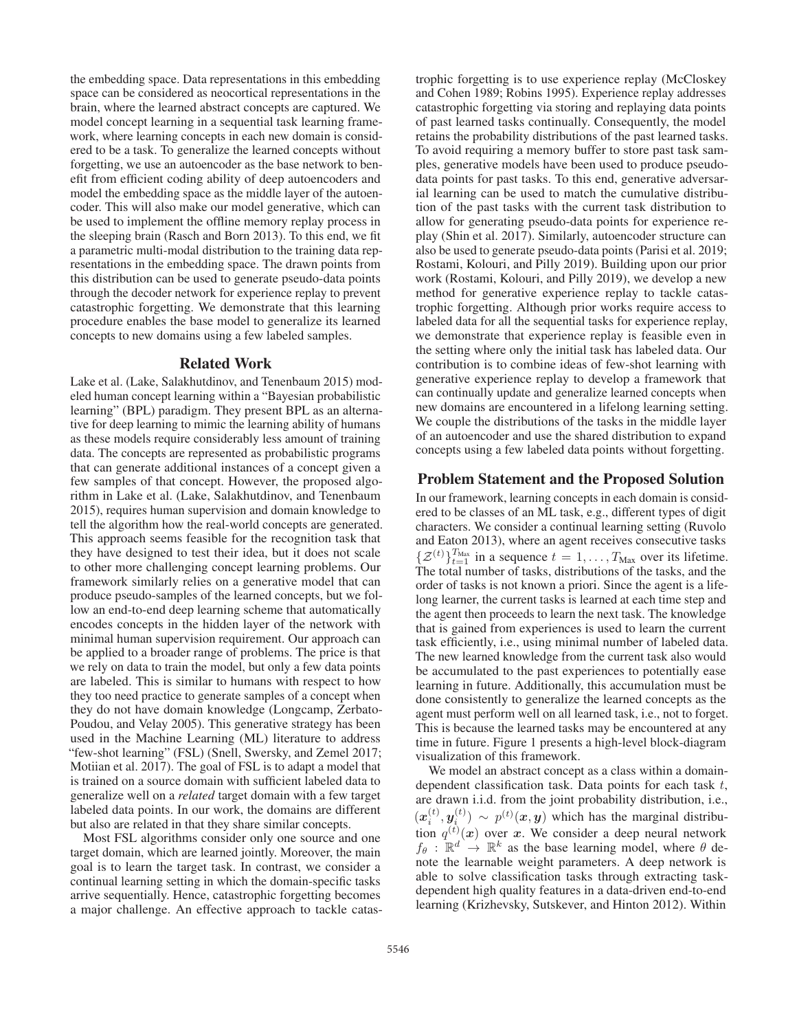the embedding space. Data representations in this embedding space can be considered as neocortical representations in the brain, where the learned abstract concepts are captured. We model concept learning in a sequential task learning framework, where learning concepts in each new domain is considered to be a task. To generalize the learned concepts without forgetting, we use an autoencoder as the base network to benefit from efficient coding ability of deep autoencoders and model the embedding space as the middle layer of the autoencoder. This will also make our model generative, which can be used to implement the offline memory replay process in the sleeping brain (Rasch and Born 2013). To this end, we fit a parametric multi-modal distribution to the training data representations in the embedding space. The drawn points from this distribution can be used to generate pseudo-data points through the decoder network for experience replay to prevent catastrophic forgetting. We demonstrate that this learning procedure enables the base model to generalize its learned concepts to new domains using a few labeled samples.

## Related Work

Lake et al. (Lake, Salakhutdinov, and Tenenbaum 2015) modeled human concept learning within a "Bayesian probabilistic learning" (BPL) paradigm. They present BPL as an alternative for deep learning to mimic the learning ability of humans as these models require considerably less amount of training data. The concepts are represented as probabilistic programs that can generate additional instances of a concept given a few samples of that concept. However, the proposed algorithm in Lake et al. (Lake, Salakhutdinov, and Tenenbaum 2015), requires human supervision and domain knowledge to tell the algorithm how the real-world concepts are generated. This approach seems feasible for the recognition task that they have designed to test their idea, but it does not scale to other more challenging concept learning problems. Our framework similarly relies on a generative model that can produce pseudo-samples of the learned concepts, but we follow an end-to-end deep learning scheme that automatically encodes concepts in the hidden layer of the network with minimal human supervision requirement. Our approach can be applied to a broader range of problems. The price is that we rely on data to train the model, but only a few data points are labeled. This is similar to humans with respect to how they too need practice to generate samples of a concept when they do not have domain knowledge (Longcamp, Zerbato-Poudou, and Velay 2005). This generative strategy has been used in the Machine Learning (ML) literature to address "few-shot learning" (FSL) (Snell, Swersky, and Zemel 2017; Motiian et al. 2017). The goal of FSL is to adapt a model that is trained on a source domain with sufficient labeled data to generalize well on a *related* target domain with a few target labeled data points. In our work, the domains are different but also are related in that they share similar concepts.

Most FSL algorithms consider only one source and one target domain, which are learned jointly. Moreover, the main goal is to learn the target task. In contrast, we consider a continual learning setting in which the domain-specific tasks arrive sequentially. Hence, catastrophic forgetting becomes a major challenge. An effective approach to tackle catastrophic forgetting is to use experience replay (McCloskey and Cohen 1989; Robins 1995). Experience replay addresses catastrophic forgetting via storing and replaying data points of past learned tasks continually. Consequently, the model retains the probability distributions of the past learned tasks. To avoid requiring a memory buffer to store past task samples, generative models have been used to produce pseudo-data points for past tasks. To this end, generative adversarial learning can be used to match the cumulative distribution of the past tasks with the current task distribution to allow for generating pseudo-data points for experience replay (Shin et al. 2017). Similarly, autoencoder structure can also be used to generate pseudo-data points (Parisi et al. 2019; Rostami, Kolouri, and Pilly 2019). Building upon our prior work (Rostami, Kolouri, and Pilly 2019), we develop a new method for generative experience replay to tackle catastrophic forgetting. Although prior works require access to labeled data for all the sequential tasks for experience replay, we demonstrate that experience replay is feasible even in the setting where only the initial task has labeled data. Our contribution is to combine ideas of few-shot learning with generative experience replay to develop a framework that can continually update and generalize learned concepts when new domains are encountered in a lifelong learning setting. We couple the distributions of the tasks in the middle layer of an autoencoder and use the shared distribution to expand concepts using a few labeled data points without forgetting.

## Problem Statement and the Proposed Solution

In our framework, learning concepts in each domain is considered to be classes of an ML task, e.g., different types of digit characters. We consider a continual learning setting (Ruvolo and Eaton 2013), where an agent receives consecutive tasks $\{\mathcal{Z}^{(t)}\}_{t=1}^{T_{\text{Max}}}$ in a sequence $t = 1, \dots, T_{\text{Max}}$ over its lifetime. The total number of tasks, distributions of the tasks, and the order of tasks is not known a priori. Since the agent is a lifelong learner, the current tasks is learned at each time step and the agent then proceeds to learn the next task. The knowledge that is gained from experiences is used to learn the current task efficiently, i.e., using minimal number of labeled data. The new learned knowledge from the current task also would be accumulated to the past experiences to potentially ease learning in future. Additionally, this accumulation must be done consistently to generalize the learned concepts as the agent must perform well on all learned task, i.e., not to forget. This is because the learned tasks may be encountered at any time in future. Figure 1 presents a high-level block-diagram visualization of this framework.

We model an abstract concept as a class within a domain-dependent classification task. Data points for each task $t$, are drawn i.i.d. from the joint probability distribution, i.e., $(\boldsymbol{x}_i^{(t)}, \boldsymbol{y}_i^{(t)}) \sim p^{(t)}(\boldsymbol{x}, \boldsymbol{y})$ which has the marginal distribution $q^{(t)}(\boldsymbol{x})$ over $\boldsymbol{x}$. We consider a deep neural network $f_\theta : \mathbb{R}^d \to \mathbb{R}^k$ as the base learning model, where $\theta$ denote the learnable weight parameters. A deep network is able to solve classification tasks through extracting task-dependent high quality features in a data-driven end-to-end learning (Krizhevsky, Sutskever, and Hinton 2012). Within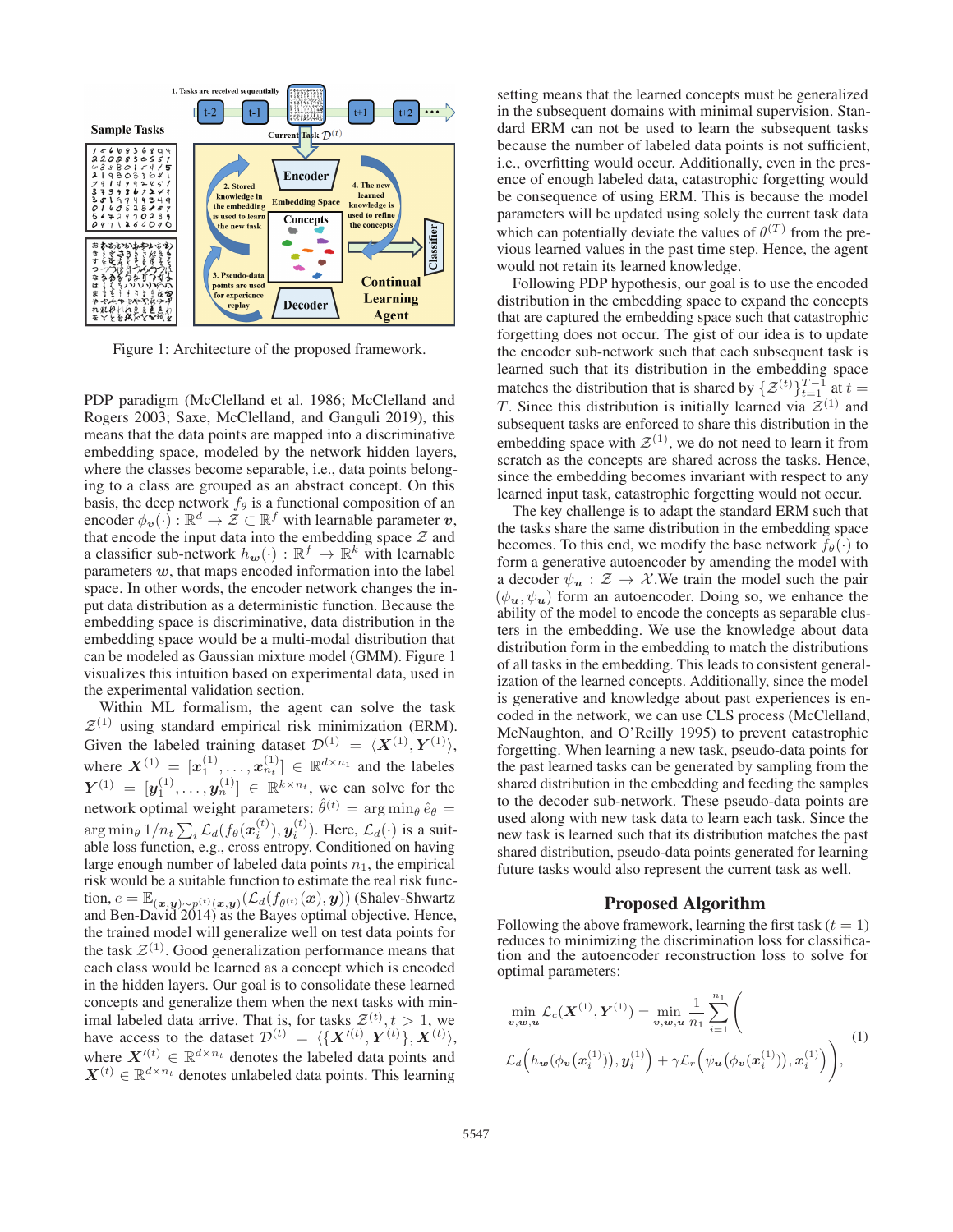Figure 1: Architecture of the proposed framework.

PDP paradigm (McClelland et al. 1986; McClelland and Rogers 2003; Saxe, McClelland, and Ganguli 2019), this means that the data points are mapped into a discriminative embedding space, modeled by the network hidden layers, where the classes become separable, i.e., data points belonging to a class are grouped as an abstract concept. On this basis, the deep network $f_\theta$ is a functional composition of an encoder $\phi_{\boldsymbol{v}}(\cdot) : \mathbb{R}^d \to \mathcal{Z} \subset \mathbb{R}^f$ with learnable parameter $\boldsymbol{v}$, that encode the input data into the embedding space $\mathcal{Z}$ and a classifier sub-network $h_{\boldsymbol{w}}(\cdot) : \mathbb{R}^f \to \mathbb{R}^k$ with learnable parameters $\boldsymbol{w}$, that maps encoded information into the label space. In other words, the encoder network changes the input data distribution as a deterministic function. Because the embedding space is discriminative, data distribution in the embedding space would be a multi-modal distribution that can be modeled as Gaussian mixture model (GMM). Figure 1 visualizes this intuition based on experimental data, used in the experimental validation section.

Within ML formalism, the agent can solve the task $\mathcal{Z}^{(1)}$ using standard empirical risk minimization (ERM). Given the labeled training dataset $\mathcal{D}^{(1)} = \langle \boldsymbol{X}^{(1)}, \boldsymbol{Y}^{(1)} \rangle$, where $\boldsymbol{X}^{(1)} = [\boldsymbol{x}_1^{(1)}, \ldots, \boldsymbol{x}_{n_t}^{(1)}] \in \mathbb{R}^{d \times n_1}$ and the labeles $\boldsymbol{Y}^{(1)} = [\boldsymbol{y}_1^{(1)}, \ldots, \boldsymbol{y}_n^{(1)}] \in \mathbb{R}^{k \times n_t}$, we can solve for the network optimal weight parameters: $\hat{\theta}^{(t)} = \arg\min_\theta \hat{e}_\theta = \arg\min_\theta 1/n_t \sum_i \mathcal{L}_d(f_\theta(\boldsymbol{x}_i^{(t)}), \boldsymbol{y}_i^{(t)})$. Here, $\mathcal{L}_d(\cdot)$ is a suitable loss function, e.g., cross entropy. Conditioned on having large enough number of labeled data points $n_1$, the empirical risk would be a suitable function to estimate the real risk function, $e = \mathbb{E}_{(\boldsymbol{x},\boldsymbol{y}) \sim p^{(t)}(\boldsymbol{x},\boldsymbol{y})}(\mathcal{L}_d(f_{\theta^{(t)}}(\boldsymbol{x}), \boldsymbol{y}))$ (Shalev-Shwartz and Ben-David 2014) as the Bayes optimal objective. Hence, the trained model will generalize well on test data points for the task $\mathcal{Z}^{(1)}$. Good generalization performance means that each class would be learned as a concept which is encoded in the hidden layers. Our goal is to consolidate these learned concepts and generalize them when the next tasks with minimal labeled data arrive. That is, for tasks $\mathcal{Z}^{(t)}, t > 1$, we have access to the dataset $\mathcal{D}^{(t)} = \langle \{\boldsymbol{X}'^{(t)}, \boldsymbol{Y}^{(t)}\}, \boldsymbol{X}^{(t)} \rangle$, where $\boldsymbol{X}'^{(t)} \in \mathbb{R}^{d \times n_t}$ denotes the labeled data points and $\boldsymbol{X}^{(t)} \in \mathbb{R}^{d \times n_t}$ denotes unlabeled data points. This learning setting means that the learned concepts must be generalized in the subsequent domains with minimal supervision. Standard ERM can not be used to learn the subsequent tasks because the number of labeled data points is not sufficient, i.e., overfitting would occur. Additionally, even in the presence of enough labeled data, catastrophic forgetting would be consequence of using ERM. This is because the model parameters will be updated using solely the current task data which can potentially deviate the values of $\theta^{(T)}$ from the previous learned values in the past time step. Hence, the agent would not retain its learned knowledge.

Following PDP hypothesis, our goal is to use the encoded distribution in the embedding space to expand the concepts that are captured the embedding space such that catastrophic forgetting does not occur. The gist of our idea is to update the encoder sub-network such that each subsequent task is learned such that its distribution in the embedding space matches the distribution that is shared by $\{\mathcal{Z}^{(t)}\}_{t=1}^{T-1}$ at $t = T$. Since this distribution is initially learned via $\mathcal{Z}^{(1)}$ and subsequent tasks are enforced to share this distribution in the embedding space with $\mathcal{Z}^{(1)}$, we do not need to learn it from scratch as the concepts are shared across the tasks. Hence, since the embedding becomes invariant with respect to any learned input task, catastrophic forgetting would not occur.

The key challenge is to adapt the standard ERM such that the tasks share the same distribution in the embedding space becomes. To this end, we modify the base network $f_\theta(\cdot)$ to form a generative autoencoder by amending the model with a decoder $\psi_{\boldsymbol{u}} : \mathcal{Z} \to \mathcal{X}$.We train the model such the pair $(\phi_{\boldsymbol{u}}, \psi_{\boldsymbol{u}})$ form an autoencoder. Doing so, we enhance the ability of the model to encode the concepts as separable clusters in the embedding. We use the knowledge about data distribution form in the embedding to match the distributions of all tasks in the embedding. This leads to consistent generalization of the learned concepts. Additionally, since the model is generative and knowledge about past experiences is encoded in the network, we can use CLS process (McClelland, McNaughton, and O'Reilly 1995) to prevent catastrophic forgetting. When learning a new task, pseudo-data points for the past learned tasks can be generated by sampling from the shared distribution in the embedding and feeding the samples to the decoder sub-network. These pseudo-data points are used along with new task data to learn each task. Since the new task is learned such that its distribution matches the past shared distribution, pseudo-data points generated for learning future tasks would also represent the current task as well.

## Proposed Algorithm

Following the above framework, learning the first task ($t = 1$) reduces to minimizing the discrimination loss for classification and the autoencoder reconstruction loss to solve for optimal parameters:

$$
\min_{\boldsymbol{v},\boldsymbol{w},\boldsymbol{u}} \mathcal{L}_c(\boldsymbol{X}^{(1)}, \boldsymbol{Y}^{(1)}) = \min_{\boldsymbol{v},\boldsymbol{w},\boldsymbol{u}} \frac{1}{n_1} \sum_{i=1}^{n_1} \Bigg( \mathcal{L}_d\Big(h_{\boldsymbol{w}}(\phi_{\boldsymbol{v}}(\boldsymbol{x}_i^{(1)})), \boldsymbol{y}_i^{(1)}\Big) + \gamma \mathcal{L}_r\Big(\psi_{\boldsymbol{u}}(\phi_{\boldsymbol{v}}(\boldsymbol{x}_i^{(1)})), \boldsymbol{x}_i^{(1)}\Big)\Bigg), \tag{1}
$$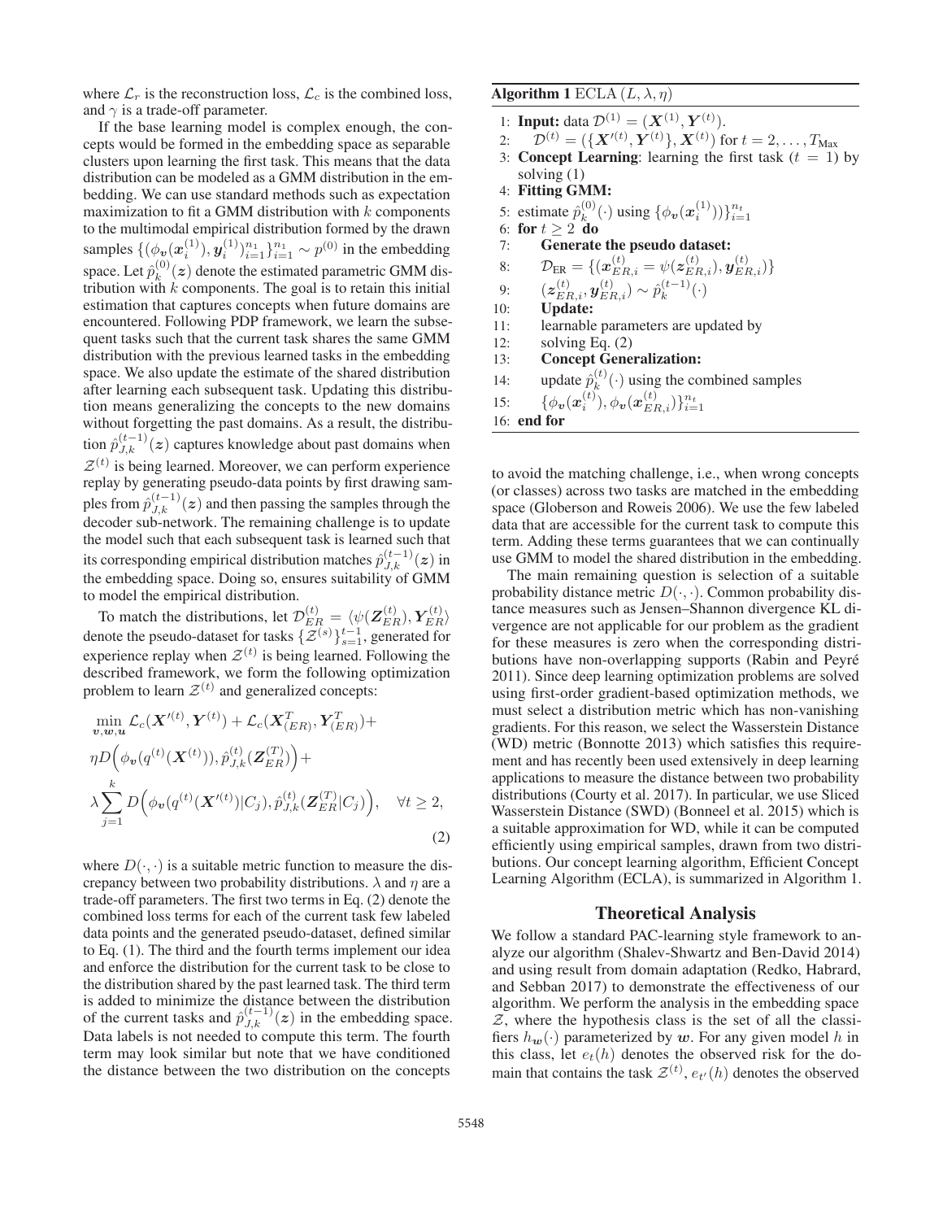where $\mathcal{L}_r$ is the reconstruction loss, $\mathcal{L}_c$ is the combined loss, and $\gamma$ is a trade-off parameter.

If the base learning model is complex enough, the concepts would be formed in the embedding space as separable clusters upon learning the first task. This means that the data distribution can be modeled as a GMM distribution in the embedding. We can use standard methods such as expectation maximization to fit a GMM distribution with $k$ components to the multimodal empirical distribution formed by the drawn samples $\{(\phi_{\boldsymbol{v}}(\boldsymbol{x}_i^{(1)}), \boldsymbol{y}_i^{(1)})_{i=1}^{n_1}\}_{i=1}^{n_1} \sim p^{(0)}$ in the embedding space. Let $\hat{p}_k^{(0)}(\boldsymbol{z})$ denote the estimated parametric GMM distribution with $k$ components. The goal is to retain this initial estimation that captures concepts when future domains are encountered. Following PDP framework, we learn the subsequent tasks such that the current task shares the same GMM distribution with the previous learned tasks in the embedding space. We also update the estimate of the shared distribution after learning each subsequent task. Updating this distribution means generalizing the concepts to the new domains without forgetting the past domains. As a result, the distribution $\hat{p}_{J,k}^{(t-1)}(\boldsymbol{z})$ captures knowledge about past domains when $\mathcal{Z}^{(t)}$ is being learned. Moreover, we can perform experience replay by generating pseudo-data points by first drawing samples from $\hat{p}_{J,k}^{(t-1)}(\boldsymbol{z})$ and then passing the samples through the decoder sub-network. The remaining challenge is to update the model such that each subsequent task is learned such that its corresponding empirical distribution matches $\hat{p}_{J,k}^{(t-1)}(\boldsymbol{z})$ in the embedding space. Doing so, ensures suitability of GMM to model the empirical distribution.

To match the distributions, let $\mathcal{D}_{ER}^{(t)} = \langle \psi(\boldsymbol{Z}_{ER}^{(t)}), \boldsymbol{Y}_{ER}^{(t)} \rangle$ denote the pseudo-dataset for tasks $\{\mathcal{Z}^{(s)}\}_{s=1}^{t-1}$, generated for experience replay when $\mathcal{Z}^{(t)}$ is being learned. Following the described framework, we form the following optimization problem to learn $\mathcal{Z}^{(t)}$ and generalized concepts:

$$
\begin{aligned}
&\min_{\boldsymbol{v},\boldsymbol{w},\boldsymbol{u}} \mathcal{L}_c(\boldsymbol{X}'^{(t)}, \boldsymbol{Y}^{(t)}) + \mathcal{L}_c(\boldsymbol{X}_{(ER)}^T, \boldsymbol{Y}_{(ER)}^T) + \\
&\eta D\Big(\phi_{\boldsymbol{v}}(q^{(t)}(\boldsymbol{X}^{(t)})), \hat{p}_{J,k}^{(t)}(\boldsymbol{Z}_{ER}^{(T)})\Big) + \\
&\lambda \sum_{j=1}^{k} D\Big(\phi_{\boldsymbol{v}}(q^{(t)}(\boldsymbol{X}'^{(t)})|C_j), \hat{p}_{J,k}^{(t)}(\boldsymbol{Z}_{ER}^{(T)}|C_j)\Big), \quad \forall t \geq 2,
\end{aligned}
\tag{2}
$$

where $D(\cdot,\cdot)$ is a suitable metric function to measure the discrepancy between two probability distributions. $\lambda$ and $\eta$ are a trade-off parameters. The first two terms in Eq. (2) denote the combined loss terms for each of the current task few labeled data points and the generated pseudo-dataset, defined similar to Eq. (1). The third and the fourth terms implement our idea and enforce the distribution for the current task to be close to the distribution shared by the past learned task. The third term is added to minimize the distance between the distribution of the current tasks and $\hat{p}_{J,k}^{(t-1)}(\boldsymbol{z})$ in the embedding space. Data labels is not needed to compute this term. The fourth term may look similar but note that we have conditioned the distance between the two distribution on the concepts to avoid the matching challenge, i.e., when wrong concepts (or classes) across two tasks are matched in the embedding space (Globerson and Roweis 2006). We use the few labeled data that are accessible for the current task to compute this term. Adding these terms guarantees that we can continually use GMM to model the shared distribution in the embedding.

**Algorithm 1** ECLA $(L, \lambda, \eta)$

1: **Input:** data $\mathcal{D}^{(1)} = (\boldsymbol{X}^{(1)}, \boldsymbol{Y}^{(t)})$.
2: $\quad \mathcal{D}^{(t)} = (\{\boldsymbol{X}'^{(t)}, \boldsymbol{Y}^{(t)}\}, \boldsymbol{X}^{(t)})$ for $t = 2, \ldots, T_{\text{Max}}$
3: **Concept Learning**: learning the first task ($t = 1$) by solving (1)
4: **Fitting GMM:**
5: estimate $\hat{p}_k^{(0)}(\cdot)$ using $\{\phi_{\boldsymbol{v}}(\boldsymbol{x}_i^{(1)}))\}_{i=1}^{n_t}$
6: **for** $t \geq 2$ **do**
7: $\quad$ **Generate the pseudo dataset:**
8: $\quad \mathcal{D}_{\text{ER}} = \{(\boldsymbol{x}_{ER,i}^{(t)} = \psi(\boldsymbol{z}_{ER,i}^{(t)}), \boldsymbol{y}_{ER,i}^{(t)})\}$
9: $\quad (\boldsymbol{z}_{ER,i}^{(t)}, \boldsymbol{y}_{ER,i}^{(t)}) \sim \hat{p}_k^{(t-1)}(\cdot)$
10: $\quad$ **Update:**
11: $\quad$ learnable parameters are updated by
12: $\quad$ solving Eq. (2)
13: $\quad$ **Concept Generalization:**
14: $\quad$ update $\hat{p}_k^{(t)}(\cdot)$ using the combined samples
15: $\quad \{\phi_{\boldsymbol{v}}(\boldsymbol{x}_i^{(t)}), \phi_{\boldsymbol{v}}(\boldsymbol{x}_{ER,i}^{(t)})\}_{i=1}^{n_t}$
16: **end for**

The main remaining question is selection of a suitable probability distance metric $D(\cdot,\cdot)$. Common probability distance measures such as Jensen–Shannon divergence KL divergence are not applicable for our problem as the gradient for these measures is zero when the corresponding distributions have non-overlapping supports (Rabin and Peyré 2011). Since deep learning optimization problems are solved using first-order gradient-based optimization methods, we must select a distribution metric which has non-vanishing gradients. For this reason, we select the Wasserstein Distance (WD) metric (Bonnotte 2013) which satisfies this requirement and has recently been used extensively in deep learning applications to measure the distance between two probability distributions (Courty et al. 2017). In particular, we use Sliced Wasserstein Distance (SWD) (Bonneel et al. 2015) which is a suitable approximation for WD, while it can be computed efficiently using empirical samples, drawn from two distributions. Our concept learning algorithm, Efficient Concept Learning Algorithm (ECLA), is summarized in Algorithm 1.

## Theoretical Analysis

We follow a standard PAC-learning style framework to analyze our algorithm (Shalev-Shwartz and Ben-David 2014) and using result from domain adaptation (Redko, Habrard, and Sebban 2017) to demonstrate the effectiveness of our algorithm. We perform the analysis in the embedding space $\mathcal{Z}$, where the hypothesis class is the set of all the classifiers $h_{\boldsymbol{w}}(\cdot)$ parameterized by $\boldsymbol{w}$. For any given model $h$ in this class, let $e_t(h)$ denotes the observed risk for the domain that contains the task $\mathcal{Z}^{(t)}$, $e_{t'}(h)$ denotes the observed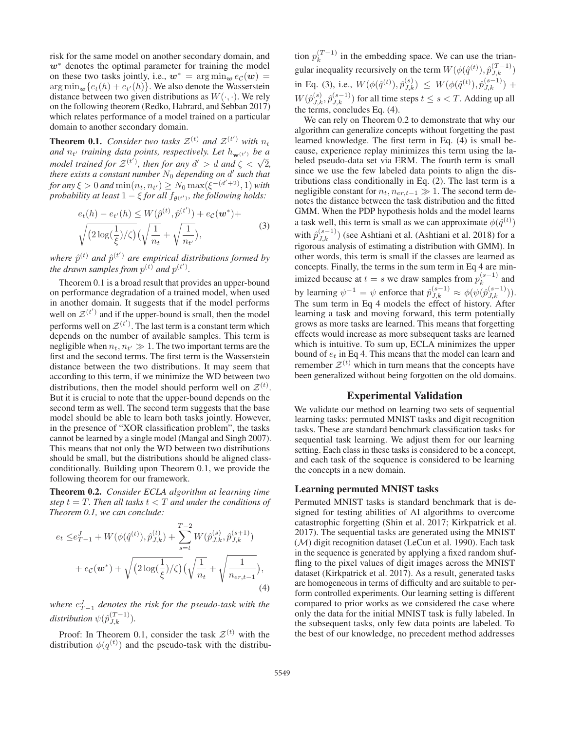risk for the same model on another secondary domain, and $\boldsymbol{w}^*$ denotes the optimal parameter for training the model on these two tasks jointly, i.e., $\boldsymbol{w}^* = \arg\min_{\boldsymbol{w}} e_{\mathcal{C}}(\boldsymbol{w}) = \arg\min_{\boldsymbol{w}}\{e_t(h) + e_{t'}(h)\}$. We also denote the Wasserstein distance between two given distributions as $W(\cdot,\cdot)$. We rely on the following theorem (Redko, Habrard, and Sebban 2017) which relates performance of a model trained on a particular domain to another secondary domain.

**Theorem 0.1.** *Consider two tasks $\mathcal{Z}^{(t)}$ and $\mathcal{Z}^{(t')}$ with $n_t$ and $n_{t'}$ training data points, respectively. Let $h_{\mathbf{w}^{(t')}}$ be a model trained for $\mathcal{Z}^{(t')}$, then for any $d' > d$ and $\zeta < \sqrt{2}$, there exists a constant number $N_0$ depending on $d'$ such that for any $\xi > 0$ and $\min(n_t, n_{t'}) \geq N_0 \max(\xi^{-(d'+2)}, 1)$ with probability at least $1-\xi$ for all $f_{\theta^{(t')}}$, the following holds:*

$$e_t(h) - e_{t'}(h) \leq W(\hat{p}^{(t)}, \hat{p}^{(t')}) + e_{\mathcal{C}}(\boldsymbol{w}^*) + \sqrt{\big(2\log(\frac{1}{\xi})/\zeta\big)}\big(\sqrt{\frac{1}{n_t}} + \sqrt{\frac{1}{n_{t'}}}\big), \tag{3}$$

*where $\hat{p}^{(t)}$ and $\hat{p}^{(t')}$ are empirical distributions formed by the drawn samples from $p^{(t)}$ and $p^{(t')}$.*

Theorem 0.1 is a broad result that provides an upper-bound on performance degradation of a trained model, when used in another domain. It suggests that if the model performs well on $\mathcal{Z}^{(t')}$ and if the upper-bound is small, then the model performs well on $\mathcal{Z}^{(t')}$. The last term is a constant term which depends on the number of available samples. This term is negligible when $n_t, n_{t'} \gg 1$. The two important terms are the first and the second terms. The first term is the Wasserstein distance between the two distributions. It may seem that according to this term, if we minimize the WD between two distributions, then the model should perform well on $\mathcal{Z}^{(t)}$. But it is crucial to note that the upper-bound depends on the second term as well. The second term suggests that the base model should be able to learn both tasks jointly. However, in the presence of "XOR classification problem", the tasks cannot be learned by a single model (Mangal and Singh 2007). This means that not only the WD between two distributions should be small, but the distributions should be aligned class-conditionally. Building upon Theorem 0.1, we provide the following theorem for our framework.

**Theorem 0.2.** *Consider ECLA algorithm at learning time step $t = T$. Then all tasks $t < T$ and under the conditions of Theorem 0.1, we can conclude:*

$$\begin{aligned} e_t \leq & e^J_{T-1} + W(\phi(\hat{q}^{(t)}), \hat{p}^{(t)}_{J,k}) + \sum_{s=t}^{T-2} W(\hat{p}^{(s)}_{J,k}, \hat{p}^{(s+1)}_{J,k}) \\ & + e_{\mathcal{C}}(\boldsymbol{w}^*) + \sqrt{\big(2\log(\frac{1}{\xi})/\zeta\big)}\big(\sqrt{\frac{1}{n_t}} + \sqrt{\frac{1}{n_{er,t-1}}}\big), \end{aligned} \tag{4}$$

*where $e^J_{T-1}$ denotes the risk for the pseudo-task with the distribution $\psi(\hat{p}^{(T-1)}_{J,k})$.*

Proof: In Theorem 0.1, consider the task $\mathcal{Z}^{(t)}$ with the distribution $\phi(q^{(t)})$ and the pseudo-task with the distribution $p^{(T-1)}_k$ in the embedding space. We can use the triangular inequality recursively on the term $W(\phi(\hat{q}^{(t)}), \hat{p}^{(T-1)}_{J,k})$ in Eq. (3), i.e., $W(\phi(\hat{q}^{(t)}), \hat{p}^{(s)}_{J,k}) \leq W(\phi(\hat{q}^{(t)}), \hat{p}^{(s-1)}_{J,k}) + W(\hat{p}^{(s)}_{J,k}, \hat{p}^{(s-1)}_{J,k})$ for all time steps $t \leq s < T$. Adding up all the terms, concludes Eq. (4).

We can rely on Theorem 0.2 to demonstrate that why our algorithm can generalize concepts without forgetting the past learned knowledge. The first term in Eq. (4) is small because, experience replay minimizes this term using the labeled pseudo-data set via ERM. The fourth term is small since we use the few labeled data points to align the distributions class conditionally in Eq. (2). The last term is a negligible constant for $n_t, n_{er,t-1} \gg 1$. The second term denotes the distance between the task distribution and the fitted GMM. When the PDP hypothesis holds and the model learns a task well, this term is small as we can approximate $\phi(\hat{q}^{(t)})$ with $\hat{p}^{(s-1)}_{J,k}$ (see Ashtiani et al. (Ashtiani et al. 2018) for a rigorous analysis of estimating a distribution with GMM). In other words, this term is small if the classes are learned as concepts. Finally, the terms in the sum term in Eq 4 are minimized because at $t = s$ we draw samples from $p^{(s-1)}_k$ and by learning $\psi^{-1} = \psi$ enforce that $\hat{p}^{(s-1)}_{J,k} \approx \phi(\psi(\hat{p}^{(s-1)}_{J,k}))$. The sum term in Eq 4 models the effect of history. After learning a task and moving forward, this term potentially grows as more tasks are learned. This means that forgetting effects would increase as more subsequent tasks are learned which is intuitive. To sum up, ECLA minimizes the upper bound of $e_t$ in Eq 4. This means that the model can learn and remember $\mathcal{Z}^{(t)}$ which in turn means that the concepts have been generalized without being forgotten on the old domains.

## Experimental Validation

We validate our method on learning two sets of sequential learning tasks: permuted MNIST tasks and digit recognition tasks. These are standard benchmark classification tasks for sequential task learning. We adjust them for our learning setting. Each class in these tasks is considered to be a concept, and each task of the sequence is considered to be learning the concepts in a new domain.

### Learning permuted MNIST tasks

Permuted MNIST tasks is standard benchmark that is designed for testing abilities of AI algorithms to overcome catastrophic forgetting (Shin et al. 2017; Kirkpatrick et al. 2017). The sequential tasks are generated using the MNIST ($\mathcal{M}$) digit recognition dataset (LeCun et al. 1990). Each task in the sequence is generated by applying a fixed random shuffling to the pixel values of digit images across the MNIST dataset (Kirkpatrick et al. 2017). As a result, generated tasks are homogeneous in terms of difficulty and are suitable to perform controlled experiments. Our learning setting is different compared to prior works as we considered the case where only the data for the initial MNIST task is fully labeled. In the subsequent tasks, only few data points are labeled. To the best of our knowledge, no precedent method addresses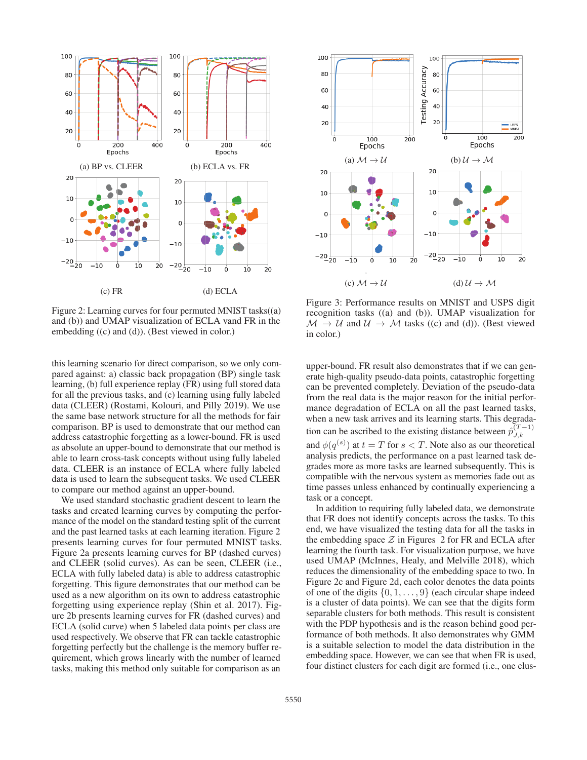100
80
60
40
20
0
200
400
Epochs

(a) BP vs. CLEER

100
80
60
40
20
0
200
400
Epochs

(b) ECLA vs. FR

20
10
0
−10
−20
−20 −10 0 10 20

(c) FR

20
10
0
−10
−20
−20 −10 0 10 20

(d) ECLA

Figure 2: Learning curves for four permuted MNIST tasks((a) and (b)) and UMAP visualization of ECLA vand FR in the embedding ((c) and (d)). (Best viewed in color.)

100
80
60
40
20
0
100
200
Epochs

(a) $\mathcal{M} \rightarrow \mathcal{U}$

Testing Accuracy
100
80
60
40
20
0
100
200
Epochs
USPS
MNIST

(b) $\mathcal{U} \rightarrow \mathcal{M}$

20
10
0
−10
−20
−20 −10 0 10 20

(c) $\mathcal{M} \rightarrow \mathcal{U}$

20
10
0
−10
−20
−20 −10 0 10 20

(d) $\mathcal{U} \rightarrow \mathcal{M}$

Figure 3: Performance results on MNIST and USPS digit recognition tasks ((a) and (b)). UMAP visualization for $\mathcal{M} \rightarrow \mathcal{U}$ and $\mathcal{U} \rightarrow \mathcal{M}$ tasks ((c) and (d)). (Best viewed in color.)

this learning scenario for direct comparison, so we only compared against: a) classic back propagation (BP) single task learning, (b) full experience replay (FR) using full stored data for all the previous tasks, and (c) learning using fully labeled data (CLEER) (Rostami, Kolouri, and Pilly 2019). We use the same base network structure for all the methods for fair comparison. BP is used to demonstrate that our method can address catastrophic forgetting as a lower-bound. FR is used as absolute an upper-bound to demonstrate that our method is able to learn cross-task concepts without using fully labeled data. CLEER is an instance of ECLA where fully labeled data is used to learn the subsequent tasks. We used CLEER to compare our method against an upper-bound.

We used standard stochastic gradient descent to learn the tasks and created learning curves by computing the performance of the model on the standard testing split of the current and the past learned tasks at each learning iteration. Figure 2 presents learning curves for four permuted MNIST tasks. Figure 2a presents learning curves for BP (dashed curves) and CLEER (solid curves). As can be seen, CLEER (i.e., ECLA with fully labeled data) is able to address catastrophic forgetting. This figure demonstrates that our method can be used as a new algorithm on its own to address catastrophic forgetting using experience replay (Shin et al. 2017). Figure 2b presents learning curves for FR (dashed curves) and ECLA (solid curve) when 5 labeled data points per class are used respectively. We observe that FR can tackle catastrophic forgetting perfectly but the challenge is the memory buffer requirement, which grows linearly with the number of learned tasks, making this method only suitable for comparison as an upper-bound. FR result also demonstrates that if we can generate high-quality pseudo-data points, catastrophic forgetting can be prevented completely. Deviation of the pseudo-data from the real data is the major reason for the initial performance degradation of ECLA on all the past learned tasks, when a new task arrives and its learning starts. This degradation can be ascribed to the existing distance between $\hat{p}^{(T-1)}_{J,k}$ and $\phi(q^{(s)})$ at $t = T$ for $s < T$. Note also as our theoretical analysis predicts, the performance on a past learned task degrades more as more tasks are learned subsequently. This is compatible with the nervous system as memories fade out as time passes unless enhanced by continually experiencing a task or a concept.

In addition to requiring fully labeled data, we demonstrate that FR does not identify concepts across the tasks. To this end, we have visualized the testing data for all the tasks in the embedding space $\mathcal{Z}$ in Figures 2 for FR and ECLA after learning the fourth task. For visualization purpose, we have used UMAP (McInnes, Healy, and Melville 2018), which reduces the dimensionality of the embedding space to two. In Figure 2c and Figure 2d, each color denotes the data points of one of the digits $\{0, 1, \dots, 9\}$ (each circular shape indeed is a cluster of data points). We can see that the digits form separable clusters for both methods. This result is consistent with the PDP hypothesis and is the reason behind good performance of both methods. It also demonstrates why GMM is a suitable selection to model the data distribution in the embedding space. However, we can see that when FR is used, four distinct clusters for each digit are formed (i.e., one clus-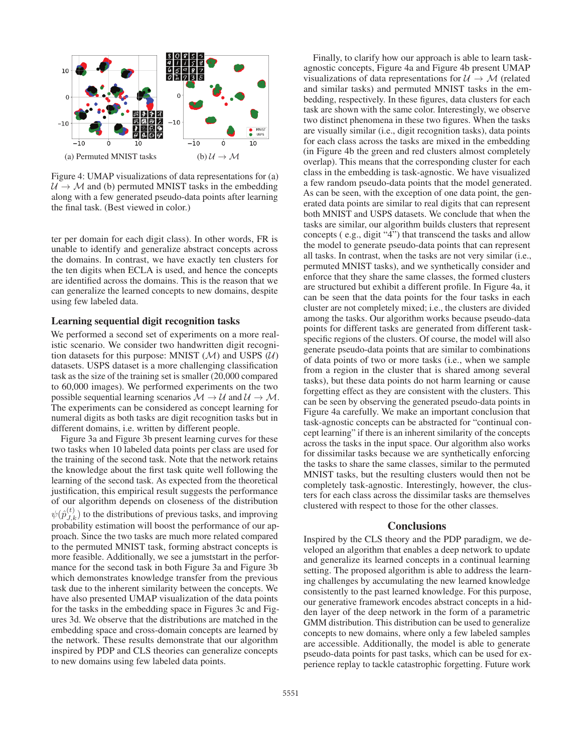−10 0 10

10

0

−10

(a) Permuted MNIST tasks

−10 0 10

0

−10

MNIST
USPS

(b) $\mathcal{U} \rightarrow \mathcal{M}$

Figure 4: UMAP visualizations of data representations for (a) $\mathcal{U} \rightarrow \mathcal{M}$ and (b) permuted MNIST tasks in the embedding along with a few generated pseudo-data points after learning the final task. (Best viewed in color.)

ter per domain for each digit class). In other words, FR is unable to identify and generalize abstract concepts across the domains. In contrast, we have exactly ten clusters for the ten digits when ECLA is used, and hence the concepts are identified across the domains. This is the reason that we can generalize the learned concepts to new domains, despite using few labeled data.

## Learning sequential digit recognition tasks

We performed a second set of experiments on a more realistic scenario. We consider two handwritten digit recognition datasets for this purpose: MNIST ($\mathcal{M}$) and USPS ($\mathcal{U}$) datasets. USPS dataset is a more challenging classification task as the size of the training set is smaller (20,000 compared to 60,000 images). We performed experiments on the two possible sequential learning scenarios $\mathcal{M} \rightarrow \mathcal{U}$ and $\mathcal{U} \rightarrow \mathcal{M}$. The experiments can be considered as concept learning for numeral digits as both tasks are digit recognition tasks but in different domains, i.e. written by different people.

Figure 3a and Figure 3b present learning curves for these two tasks when 10 labeled data points per class are used for the training of the second task. Note that the network retains the knowledge about the first task quite well following the learning of the second task. As expected from the theoretical justification, this empirical result suggests the performance of our algorithm depends on closeness of the distribution $\psi(\hat{p}_{J,k}^{(t)})$ to the distributions of previous tasks, and improving probability estimation will boost the performance of our approach. Since the two tasks are much more related compared to the permuted MNIST task, forming abstract concepts is more feasible. Additionally, we see a jumststart in the performance for the second task in both Figure 3a and Figure 3b which demonstrates knowledge transfer from the previous task due to the inherent similarity between the concepts. We have also presented UMAP visualization of the data points for the tasks in the embedding space in Figures 3c and Figures 3d. We observe that the distributions are matched in the embedding space and cross-domain concepts are learned by the network. These results demonstrate that our algorithm inspired by PDP and CLS theories can generalize concepts to new domains using few labeled data points.

Finally, to clarify how our approach is able to learn task-agnostic concepts, Figure 4a and Figure 4b present UMAP visualizations of data representations for $\mathcal{U} \rightarrow \mathcal{M}$ (related and similar tasks) and permuted MNIST tasks in the embedding, respectively. In these figures, data clusters for each task are shown with the same color. Interestingly, we observe two distinct phenomena in these two figures. When the tasks are visually similar (i.e., digit recognition tasks), data points for each class across the tasks are mixed in the embedding (in Figure 4b the green and red clusters almost completely overlap). This means that the corresponding cluster for each class in the embedding is task-agnostic. We have visualized a few random pseudo-data points that the model generated. As can be seen, with the exception of one data point, the generated data points are similar to real digits that can represent both MNIST and USPS datasets. We conclude that when the tasks are similar, our algorithm builds clusters that represent concepts ( e.g., digit "4") that transcend the tasks and allow the model to generate pseudo-data points that can represent all tasks. In contrast, when the tasks are not very similar (i.e., permuted MNIST tasks), and we synthetically consider and enforce that they share the same classes, the formed clusters are structured but exhibit a different profile. In Figure 4a, it can be seen that the data points for the four tasks in each cluster are not completely mixed; i.e., the clusters are divided among the tasks. Our algorithm works because pseudo-data points for different tasks are generated from different task-specific regions of the clusters. Of course, the model will also generate pseudo-data points that are similar to combinations of data points of two or more tasks (i.e., when we sample from a region in the cluster that is shared among several tasks), but these data points do not harm learning or cause forgetting effect as they are consistent with the clusters. This can be seen by observing the generated pseudo-data points in Figure 4a carefully. We make an important conclusion that task-agnostic concepts can be abstracted for "continual concept learning" if there is an inherent similarity of the concepts across the tasks in the input space. Our algorithm also works for dissimilar tasks because we are synthetically enforcing the tasks to share the same classes, similar to the permuted MNIST tasks, but the resulting clusters would then not be completely task-agnostic. Interestingly, however, the clusters for each class across the dissimilar tasks are themselves clustered with respect to those for the other classes.

## Conclusions

Inspired by the CLS theory and the PDP paradigm, we developed an algorithm that enables a deep network to update and generalize its learned concepts in a continual learning setting. The proposed algorithm is able to address the learning challenges by accumulating the new learned knowledge consistently to the past learned knowledge. For this purpose, our generative framework encodes abstract concepts in a hidden layer of the deep network in the form of a parametric GMM distribution. This distribution can be used to generalize concepts to new domains, where only a few labeled samples are accessible. Additionally, the model is able to generate pseudo-data points for past tasks, which can be used for experience replay to tackle catastrophic forgetting. Future work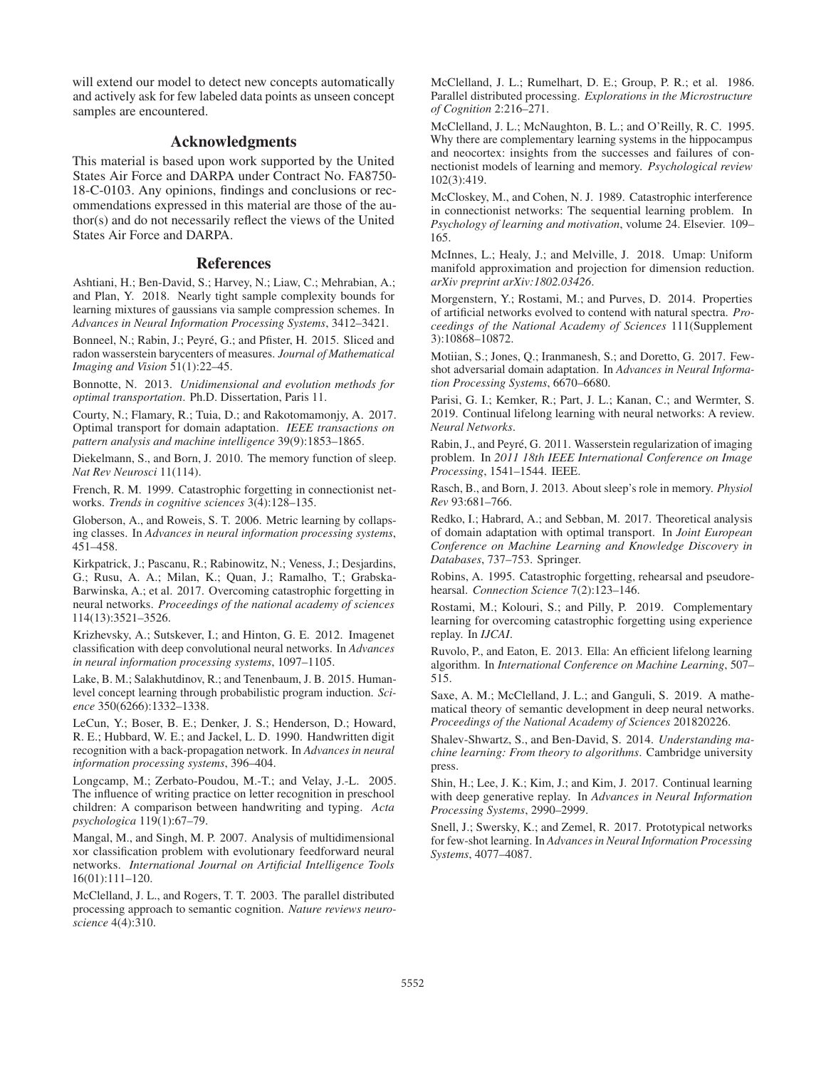will extend our model to detect new concepts automatically and actively ask for few labeled data points as unseen concept samples are encountered.

## Acknowledgments

This material is based upon work supported by the United States Air Force and DARPA under Contract No. FA8750-18-C-0103. Any opinions, findings and conclusions or recommendations expressed in this material are those of the author(s) and do not necessarily reflect the views of the United States Air Force and DARPA.

## References

Ashtiani, H.; Ben-David, S.; Harvey, N.; Liaw, C.; Mehrabian, A.; and Plan, Y. 2018. Nearly tight sample complexity bounds for learning mixtures of gaussians via sample compression schemes. In *Advances in Neural Information Processing Systems*, 3412–3421.

Bonneel, N.; Rabin, J.; Peyré, G.; and Pfister, H. 2015. Sliced and radon wasserstein barycenters of measures. *Journal of Mathematical Imaging and Vision* 51(1):22–45.

Bonnotte, N. 2013. *Unidimensional and evolution methods for optimal transportation*. Ph.D. Dissertation, Paris 11.

Courty, N.; Flamary, R.; Tuia, D.; and Rakotomamonjy, A. 2017. Optimal transport for domain adaptation. *IEEE transactions on pattern analysis and machine intelligence* 39(9):1853–1865.

Diekelmann, S., and Born, J. 2010. The memory function of sleep. *Nat Rev Neurosci* 11(114).

French, R. M. 1999. Catastrophic forgetting in connectionist networks. *Trends in cognitive sciences* 3(4):128–135.

Globerson, A., and Roweis, S. T. 2006. Metric learning by collapsing classes. In *Advances in neural information processing systems*, 451–458.

Kirkpatrick, J.; Pascanu, R.; Rabinowitz, N.; Veness, J.; Desjardins, G.; Rusu, A. A.; Milan, K.; Quan, J.; Ramalho, T.; Grabska-Barwinska, A.; et al. 2017. Overcoming catastrophic forgetting in neural networks. *Proceedings of the national academy of sciences* 114(13):3521–3526.

Krizhevsky, A.; Sutskever, I.; and Hinton, G. E. 2012. Imagenet classification with deep convolutional neural networks. In *Advances in neural information processing systems*, 1097–1105.

Lake, B. M.; Salakhutdinov, R.; and Tenenbaum, J. B. 2015. Human-level concept learning through probabilistic program induction. *Science* 350(6266):1332–1338.

LeCun, Y.; Boser, B. E.; Denker, J. S.; Henderson, D.; Howard, R. E.; Hubbard, W. E.; and Jackel, L. D. 1990. Handwritten digit recognition with a back-propagation network. In *Advances in neural information processing systems*, 396–404.

Longcamp, M.; Zerbato-Poudou, M.-T.; and Velay, J.-L. 2005. The influence of writing practice on letter recognition in preschool children: A comparison between handwriting and typing. *Acta psychologica* 119(1):67–79.

Mangal, M., and Singh, M. P. 2007. Analysis of multidimensional xor classification problem with evolutionary feedforward neural networks. *International Journal on Artificial Intelligence Tools* 16(01):111–120.

McClelland, J. L., and Rogers, T. T. 2003. The parallel distributed processing approach to semantic cognition. *Nature reviews neuroscience* 4(4):310.

McClelland, J. L.; Rumelhart, D. E.; Group, P. R.; et al. 1986. Parallel distributed processing. *Explorations in the Microstructure of Cognition* 2:216–271.

McClelland, J. L.; McNaughton, B. L.; and O'Reilly, R. C. 1995. Why there are complementary learning systems in the hippocampus and neocortex: insights from the successes and failures of connectionist models of learning and memory. *Psychological review* 102(3):419.

McCloskey, M., and Cohen, N. J. 1989. Catastrophic interference in connectionist networks: The sequential learning problem. In *Psychology of learning and motivation*, volume 24. Elsevier. 109–165.

McInnes, L.; Healy, J.; and Melville, J. 2018. Umap: Uniform manifold approximation and projection for dimension reduction. *arXiv preprint arXiv:1802.03426*.

Morgenstern, Y.; Rostami, M.; and Purves, D. 2014. Properties of artificial networks evolved to contend with natural spectra. *Proceedings of the National Academy of Sciences* 111(Supplement 3):10868–10872.

Motiian, S.; Jones, Q.; Iranmanesh, S.; and Doretto, G. 2017. Few-shot adversarial domain adaptation. In *Advances in Neural Information Processing Systems*, 6670–6680.

Parisi, G. I.; Kemker, R.; Part, J. L.; Kanan, C.; and Wermter, S. 2019. Continual lifelong learning with neural networks: A review. *Neural Networks*.

Rabin, J., and Peyré, G. 2011. Wasserstein regularization of imaging problem. In *2011 18th IEEE International Conference on Image Processing*, 1541–1544. IEEE.

Rasch, B., and Born, J. 2013. About sleep's role in memory. *Physiol Rev* 93:681–766.

Redko, I.; Habrard, A.; and Sebban, M. 2017. Theoretical analysis of domain adaptation with optimal transport. In *Joint European Conference on Machine Learning and Knowledge Discovery in Databases*, 737–753. Springer.

Robins, A. 1995. Catastrophic forgetting, rehearsal and pseudorehearsal. *Connection Science* 7(2):123–146.

Rostami, M.; Kolouri, S.; and Pilly, P. 2019. Complementary learning for overcoming catastrophic forgetting using experience replay. In *IJCAI*.

Ruvolo, P., and Eaton, E. 2013. Ella: An efficient lifelong learning algorithm. In *International Conference on Machine Learning*, 507–515.

Saxe, A. M.; McClelland, J. L.; and Ganguli, S. 2019. A mathematical theory of semantic development in deep neural networks. *Proceedings of the National Academy of Sciences* 201820226.

Shalev-Shwartz, S., and Ben-David, S. 2014. *Understanding machine learning: From theory to algorithms*. Cambridge university press.

Shin, H.; Lee, J. K.; Kim, J.; and Kim, J. 2017. Continual learning with deep generative replay. In *Advances in Neural Information Processing Systems*, 2990–2999.

Snell, J.; Swersky, K.; and Zemel, R. 2017. Prototypical networks for few-shot learning. In *Advances in Neural Information Processing Systems*, 4077–4087.